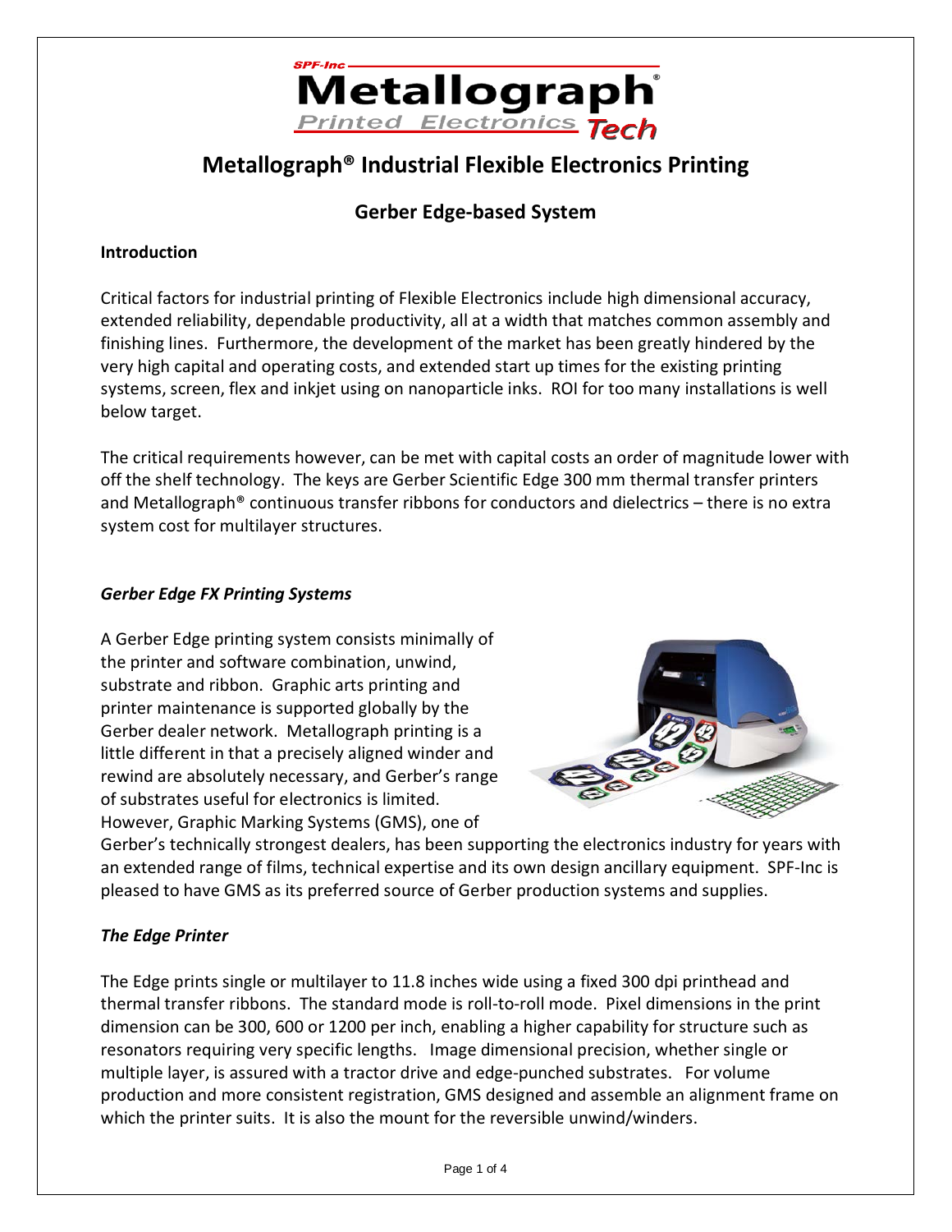# Metallograph® Industrial Flexible Electronics Printing

## Gerber Edge-based System

**Introduction**

Critical factors for industrial printing of Flexible Electronics include high dimensional accuracy, extended reliability, dependable productivity, all at a width that matches common assembly and finishing lines. Furthermore, the development of the market has been greatly hindered by the very high capital and operating costs, and extended start up times for the existing printing systems, screen, flex and inkjet using on nanoparticle inks. ROI for too many installations is well below target.

The critical requirements however, can be met with capital costs an order of magnitude lower with off the shelf technology. The keys are Gerber Scientific Edge 300 mm thermal transfer printers and Metallograph® continuous transfer ribbons for conductors and dielectrics – there is no extra system cost for multilayer structures.

### *Gerber Edge FX Printing Systems*

A Gerber Edge printing system consists minimally of the printer and software combination, unwind, substrate and ribbon. Graphic arts printing and printer maintenance is supported globally by the Gerber dealer network. Metallograph printing is a little different in that a precisely aligned winder and rewind are absolutely necessary, and Gerber's range of substrates useful for electronics is limited. However, Graphic Marking Systems (GMS), one of Gerber's technically strongest dealers, has been supporting the electronics industry for years with an extended range of films, technical expertise and its own design ancillary equipment. SPF-Inc is pleased to have GMS as its preferred source of Gerber production systems and supplies.

### *The Edge Printer*

The Edge prints single or multilayer to 11.8 inches wide using a fixed 300 dpi printhead and thermal transfer ribbons. The standard mode is roll-to-roll mode. Pixel dimensions in the print dimension can be 300, 600 or 1200 per inch, enabling a higher capability for structure such as resonators requiring very specific lengths. Image dimensional precision, whether single or multiple layer, is assured with a tractor drive and edge-punched substrates. For volume production and more consistent registration, GMS designed and assemble an alignment frame on which the printer suits. It is also the mount for the reversible unwind/winders.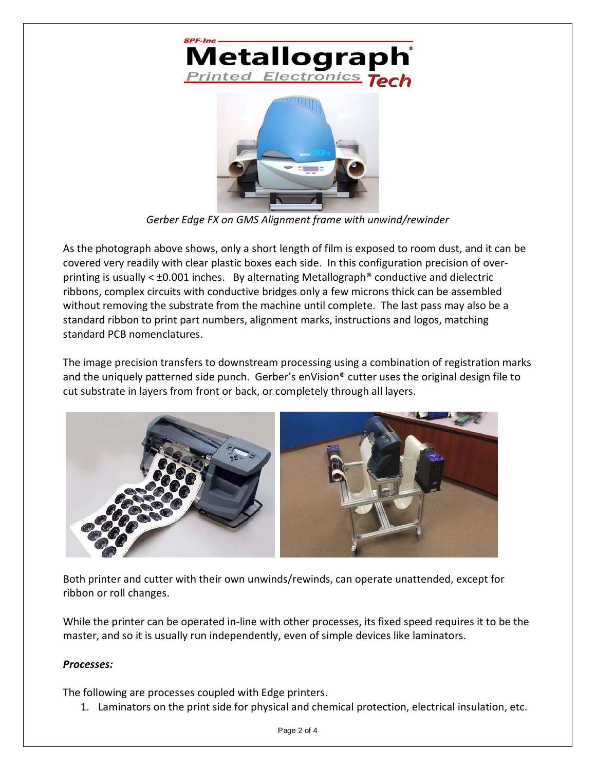*Gerber Edge FX on GMS Alignment frame with unwind/rewinder*

As the photograph above shows, only a short length of film is exposed to room dust, and it can be covered very readily with clear plastic boxes each side. In this configuration precision of over-printing is usually < ±0.001 inches. By alternating Metallograph® conductive and dielectric ribbons, complex circuits with conductive bridges only a few microns thick can be assembled without removing the substrate from the machine until complete. The last pass may also be a standard ribbon to print part numbers, alignment marks, instructions and logos, matching standard PCB nomenclatures.

The image precision transfers to downstream processing using a combination of registration marks and the uniquely patterned side punch. Gerber's enVision® cutter uses the original design file to cut substrate in layers from front or back, or completely through all layers.

Both printer and cutter with their own unwinds/rewinds, can operate unattended, except for ribbon or roll changes.

While the printer can be operated in-line with other processes, its fixed speed requires it to be the master, and so it is usually run independently, even of simple devices like laminators.

***Processes:***

The following are processes coupled with Edge printers.

1. Laminators on the print side for physical and chemical protection, electrical insulation, etc.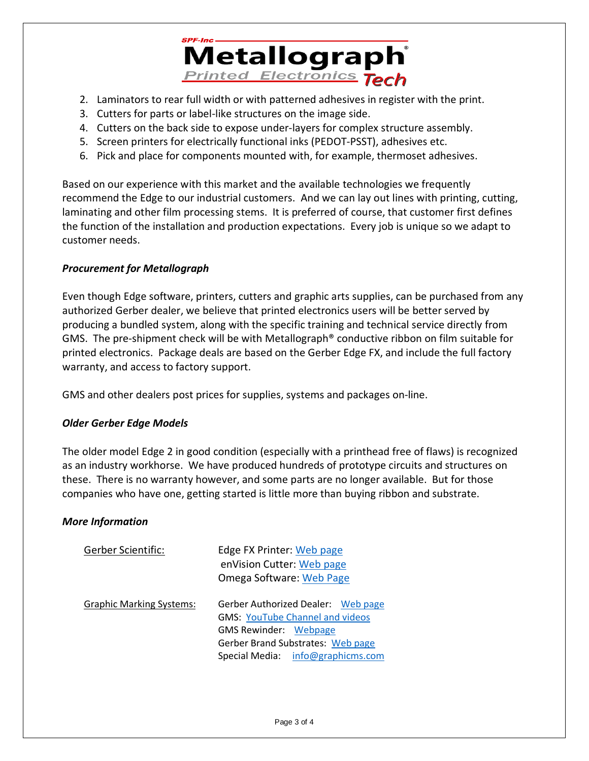2. Laminators to rear full width or with patterned adhesives in register with the print.
3. Cutters for parts or label-like structures on the image side.
4. Cutters on the back side to expose under-layers for complex structure assembly.
5. Screen printers for electrically functional inks (PEDOT-PSST), adhesives etc.
6. Pick and place for components mounted with, for example, thermoset adhesives.

Based on our experience with this market and the available technologies we frequently recommend the Edge to our industrial customers. And we can lay out lines with printing, cutting, laminating and other film processing stems. It is preferred of course, that customer first defines the function of the installation and production expectations. Every job is unique so we adapt to customer needs.

***Procurement for Metallograph***

Even though Edge software, printers, cutters and graphic arts supplies, can be purchased from any authorized Gerber dealer, we believe that printed electronics users will be better served by producing a bundled system, along with the specific training and technical service directly from GMS. The pre-shipment check will be with Metallograph® conductive ribbon on film suitable for printed electronics. Package deals are based on the Gerber Edge FX, and include the full factory warranty, and access to factory support.

GMS and other dealers post prices for supplies, systems and packages on-line.

***Older Gerber Edge Models***

The older model Edge 2 in good condition (especially with a printhead free of flaws) is recognized as an industry workhorse. We have produced hundreds of prototype circuits and structures on these. There is no warranty however, and some parts are no longer available. But for those companies who have one, getting started is little more than buying ribbon and substrate.

***More Information***

| | |
|---|---|
| Gerber Scientific: | Edge FX Printer: Web page<br>enVision Cutter: Web page<br>Omega Software: Web Page |
| Graphic Marking Systems: | Gerber Authorized Dealer: Web page<br>GMS: YouTube Channel and videos<br>GMS Rewinder: Webpage<br>Gerber Brand Substrates: Web page<br>Special Media: info@graphicms.com |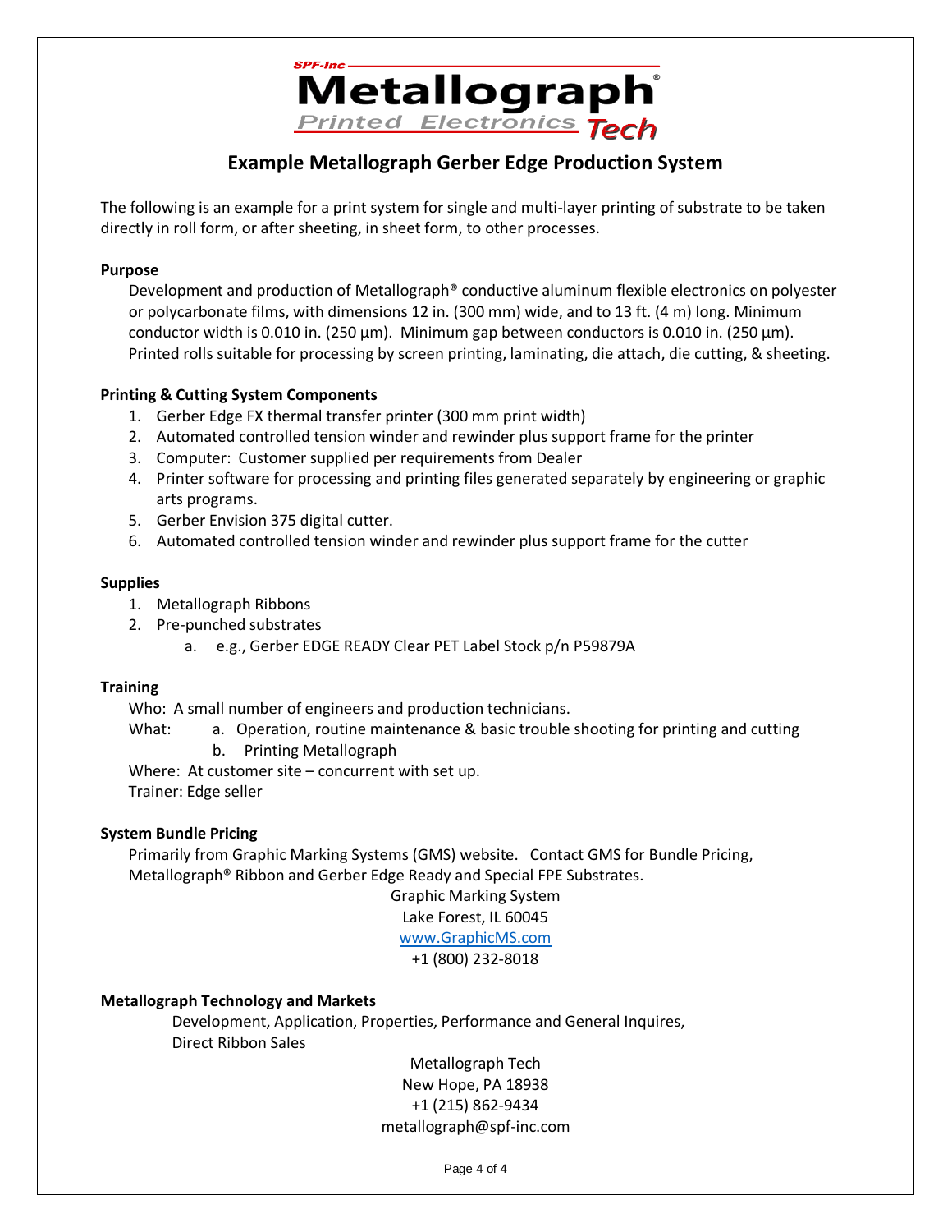SPF-Inc

**Metallograph®**

Printed Electronics **Tech**

# Example Metallograph Gerber Edge Production System

The following is an example for a print system for single and multi-layer printing of substrate to be taken directly in roll form, or after sheeting, in sheet form, to other processes.

**Purpose**

Development and production of Metallograph® conductive aluminum flexible electronics on polyester or polycarbonate films, with dimensions 12 in. (300 mm) wide, and to 13 ft. (4 m) long. Minimum conductor width is 0.010 in. (250 µm). Minimum gap between conductors is 0.010 in. (250 µm). Printed rolls suitable for processing by screen printing, laminating, die attach, die cutting, & sheeting.

**Printing & Cutting System Components**

1. Gerber Edge FX thermal transfer printer (300 mm print width)
2. Automated controlled tension winder and rewinder plus support frame for the printer
3. Computer: Customer supplied per requirements from Dealer
4. Printer software for processing and printing files generated separately by engineering or graphic arts programs.
5. Gerber Envision 375 digital cutter.
6. Automated controlled tension winder and rewinder plus support frame for the cutter

**Supplies**

1. Metallograph Ribbons
2. Pre-punched substrates
   a. e.g., Gerber EDGE READY Clear PET Label Stock p/n P59879A

**Training**

Who: A small number of engineers and production technicians.

What:
- a. Operation, routine maintenance & basic trouble shooting for printing and cutting
- b. Printing Metallograph

Where: At customer site – concurrent with set up.

Trainer: Edge seller

**System Bundle Pricing**

Primarily from Graphic Marking Systems (GMS) website. Contact GMS for Bundle Pricing, Metallograph® Ribbon and Gerber Edge Ready and Special FPE Substrates.

Graphic Marking System
Lake Forest, IL 60045
www.GraphicMS.com
+1 (800) 232-8018

**Metallograph Technology and Markets**

Development, Application, Properties, Performance and General Inquires, Direct Ribbon Sales

Metallograph Tech
New Hope, PA 18938
+1 (215) 862-9434
metallograph@spf-inc.com